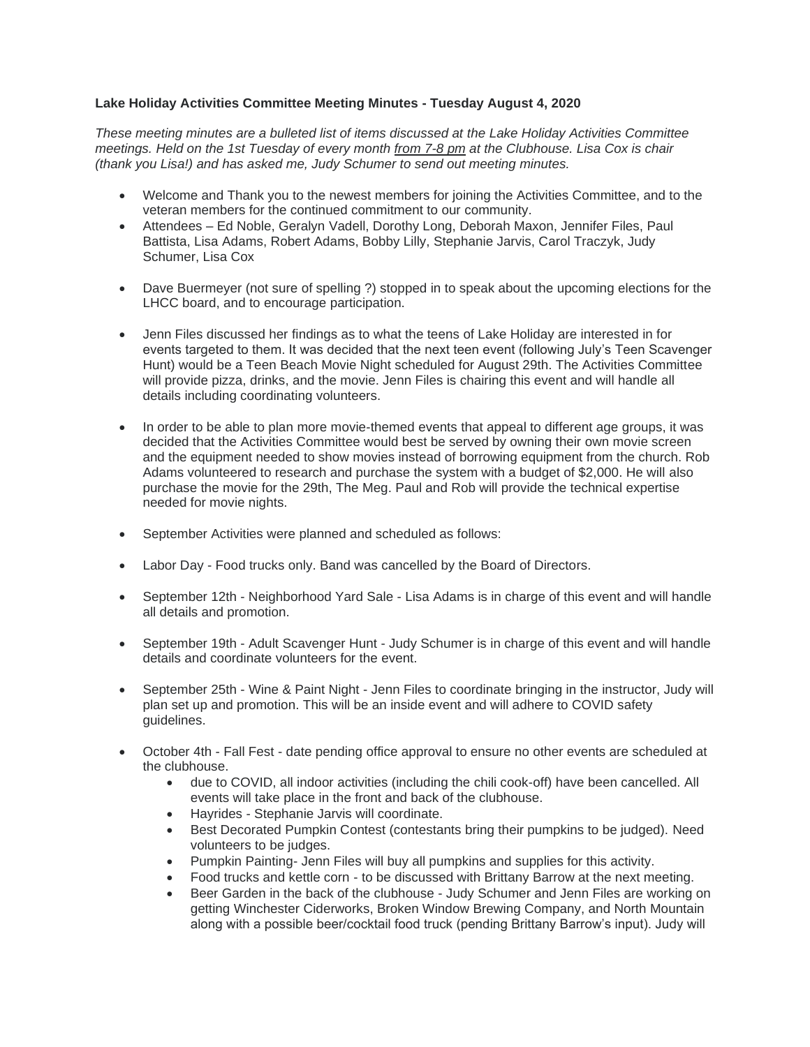**Lake Holiday Activities Committee Meeting Minutes - Tuesday August 4, 2020**

*These meeting minutes are a bulleted list of items discussed at the Lake Holiday Activities Committee meetings. Held on the 1st Tuesday of every month <u>from 7-8 pm</u> at the Clubhouse. Lisa Cox is chair (thank you Lisa!) and has asked me, Judy Schumer to send out meeting minutes.*

- Welcome and Thank you to the newest members for joining the Activities Committee, and to the veteran members for the continued commitment to our community.
- Attendees – Ed Noble, Geralyn Vadell, Dorothy Long, Deborah Maxon, Jennifer Files, Paul Battista, Lisa Adams, Robert Adams, Bobby Lilly, Stephanie Jarvis, Carol Traczyk, Judy Schumer, Lisa Cox
- Dave Buermeyer (not sure of spelling ?) stopped in to speak about the upcoming elections for the LHCC board, and to encourage participation.
- Jenn Files discussed her findings as to what the teens of Lake Holiday are interested in for events targeted to them. It was decided that the next teen event (following July's Teen Scavenger Hunt) would be a Teen Beach Movie Night scheduled for August 29th. The Activities Committee will provide pizza, drinks, and the movie. Jenn Files is chairing this event and will handle all details including coordinating volunteers.
- In order to be able to plan more movie-themed events that appeal to different age groups, it was decided that the Activities Committee would best be served by owning their own movie screen and the equipment needed to show movies instead of borrowing equipment from the church. Rob Adams volunteered to research and purchase the system with a budget of $2,000. He will also purchase the movie for the 29th, The Meg. Paul and Rob will provide the technical expertise needed for movie nights.
- September Activities were planned and scheduled as follows:
- Labor Day - Food trucks only. Band was cancelled by the Board of Directors.
- September 12th - Neighborhood Yard Sale - Lisa Adams is in charge of this event and will handle all details and promotion.
- September 19th - Adult Scavenger Hunt - Judy Schumer is in charge of this event and will handle details and coordinate volunteers for the event.
- September 25th - Wine & Paint Night - Jenn Files to coordinate bringing in the instructor, Judy will plan set up and promotion. This will be an inside event and will adhere to COVID safety guidelines.
- October 4th - Fall Fest - date pending office approval to ensure no other events are scheduled at the clubhouse.
  - due to COVID, all indoor activities (including the chili cook-off) have been cancelled. All events will take place in the front and back of the clubhouse.
  - Hayrides - Stephanie Jarvis will coordinate.
  - Best Decorated Pumpkin Contest (contestants bring their pumpkins to be judged). Need volunteers to be judges.
  - Pumpkin Painting- Jenn Files will buy all pumpkins and supplies for this activity.
  - Food trucks and kettle corn - to be discussed with Brittany Barrow at the next meeting.
  - Beer Garden in the back of the clubhouse - Judy Schumer and Jenn Files are working on getting Winchester Ciderworks, Broken Window Brewing Company, and North Mountain along with a possible beer/cocktail food truck (pending Brittany Barrow's input). Judy will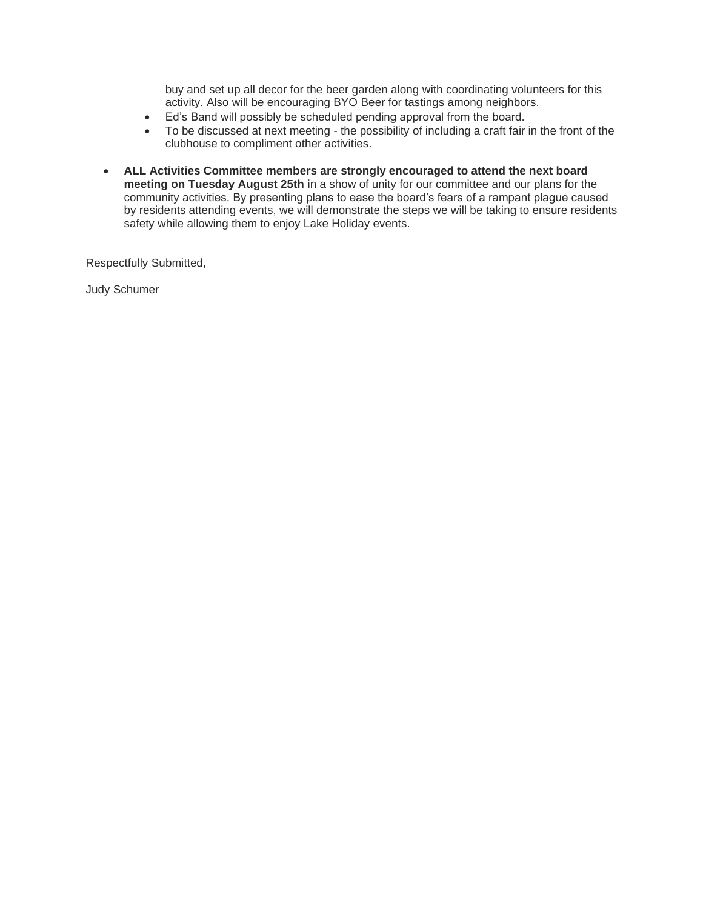buy and set up all decor for the beer garden along with coordinating volunteers for this activity. Also will be encouraging BYO Beer for tastings among neighbors.
  - Ed's Band will possibly be scheduled pending approval from the board.
  - To be discussed at next meeting - the possibility of including a craft fair in the front of the clubhouse to compliment other activities.

- **ALL Activities Committee members are strongly encouraged to attend the next board meeting on Tuesday August 25th** in a show of unity for our committee and our plans for the community activities. By presenting plans to ease the board's fears of a rampant plague caused by residents attending events, we will demonstrate the steps we will be taking to ensure residents safety while allowing them to enjoy Lake Holiday events.

Respectfully Submitted,

Judy Schumer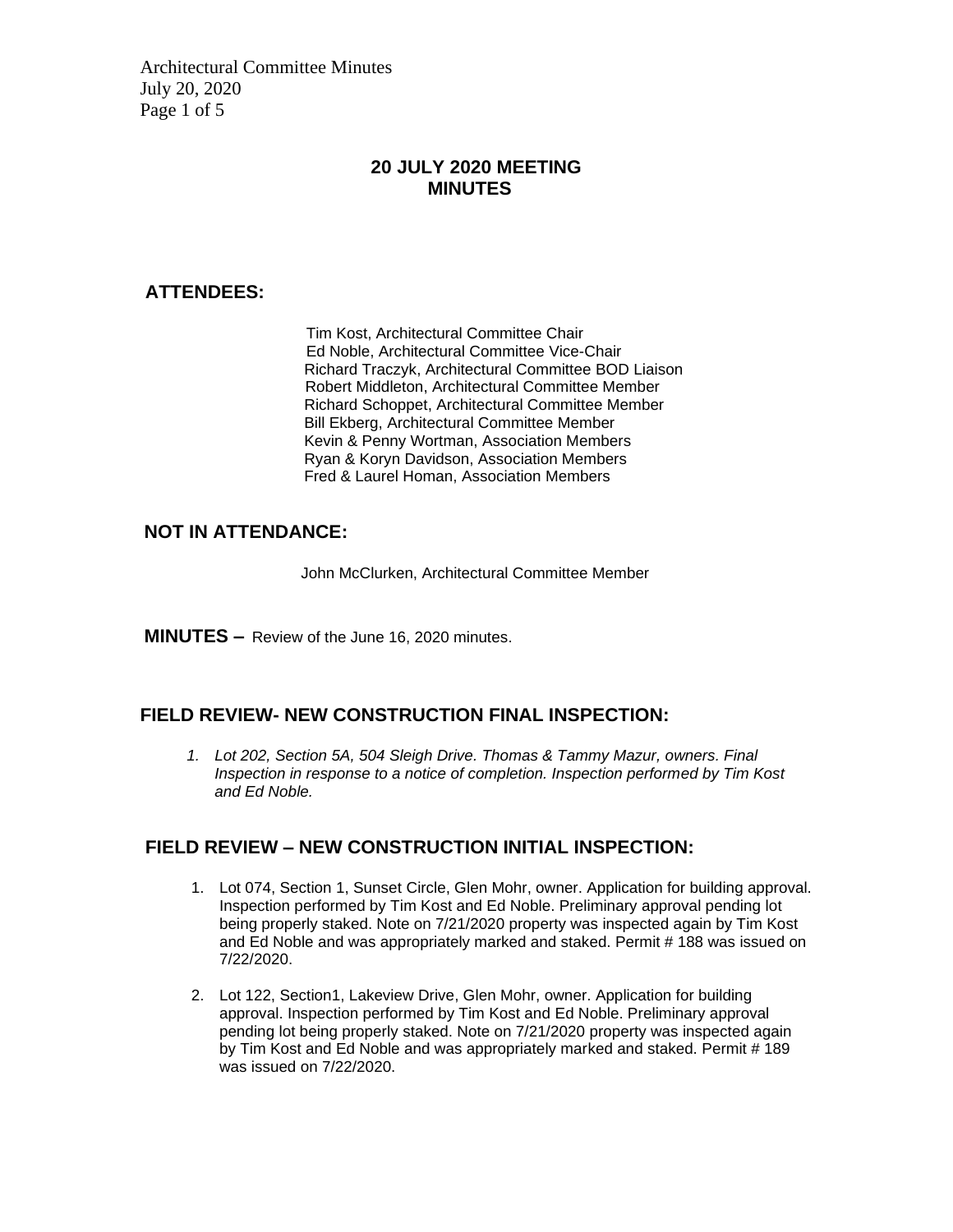# 20 JULY 2020 MEETING MINUTES

## ATTENDEES:

Tim Kost, Architectural Committee Chair
Ed Noble, Architectural Committee Vice-Chair
Richard Traczyk, Architectural Committee BOD Liaison
Robert Middleton, Architectural Committee Member
Richard Schoppet, Architectural Committee Member
Bill Ekberg, Architectural Committee Member
Kevin & Penny Wortman, Association Members
Ryan & Koryn Davidson, Association Members
Fred & Laurel Homan, Association Members

## NOT IN ATTENDANCE:

John McClurken, Architectural Committee Member

**MINUTES –** Review of the June 16, 2020 minutes.

## FIELD REVIEW- NEW CONSTRUCTION FINAL INSPECTION:

1. *Lot 202, Section 5A, 504 Sleigh Drive. Thomas & Tammy Mazur, owners. Final Inspection in response to a notice of completion. Inspection performed by Tim Kost and Ed Noble.*

## FIELD REVIEW – NEW CONSTRUCTION INITIAL INSPECTION:

1. Lot 074, Section 1, Sunset Circle, Glen Mohr, owner. Application for building approval. Inspection performed by Tim Kost and Ed Noble. Preliminary approval pending lot being properly staked. Note on 7/21/2020 property was inspected again by Tim Kost and Ed Noble and was appropriately marked and staked. Permit # 188 was issued on 7/22/2020.

2. Lot 122, Section1, Lakeview Drive, Glen Mohr, owner. Application for building approval. Inspection performed by Tim Kost and Ed Noble. Preliminary approval pending lot being properly staked. Note on 7/21/2020 property was inspected again by Tim Kost and Ed Noble and was appropriately marked and staked. Permit # 189 was issued on 7/22/2020.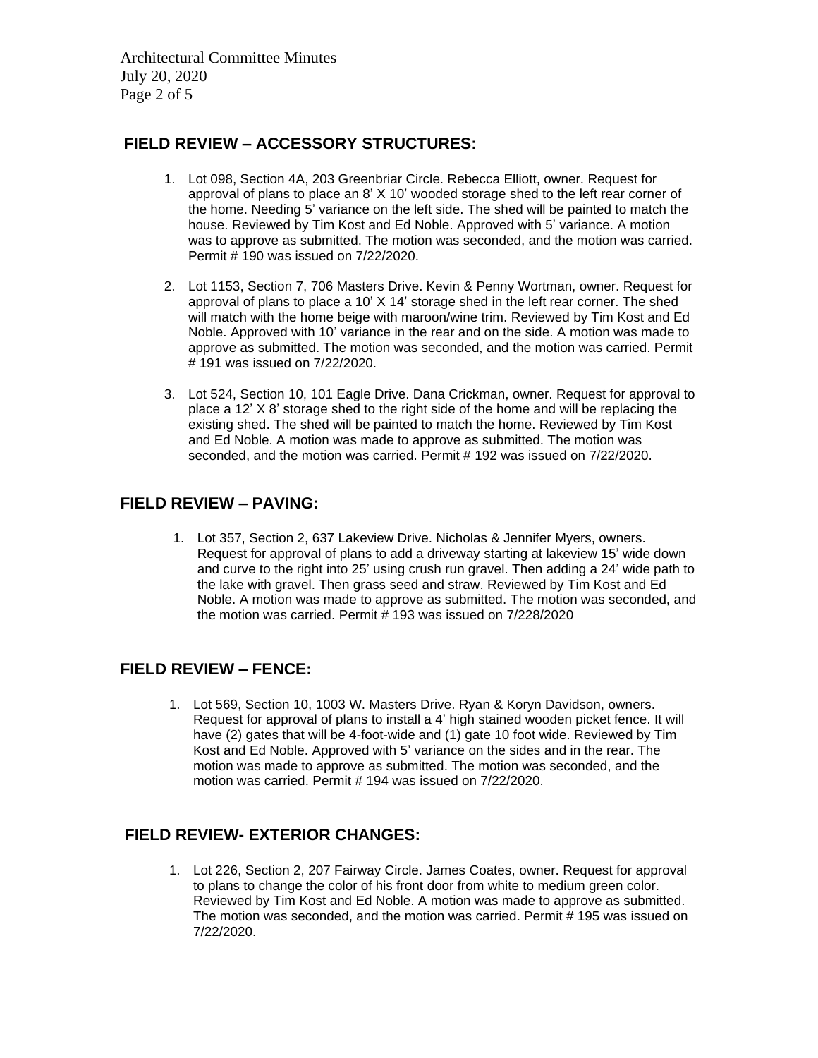## FIELD REVIEW – ACCESSORY STRUCTURES:

1. Lot 098, Section 4A, 203 Greenbriar Circle. Rebecca Elliott, owner. Request for approval of plans to place an 8' X 10' wooded storage shed to the left rear corner of the home. Needing 5' variance on the left side. The shed will be painted to match the house. Reviewed by Tim Kost and Ed Noble. Approved with 5' variance. A motion was to approve as submitted. The motion was seconded, and the motion was carried. Permit # 190 was issued on 7/22/2020.

2. Lot 1153, Section 7, 706 Masters Drive. Kevin & Penny Wortman, owner. Request for approval of plans to place a 10' X 14' storage shed in the left rear corner. The shed will match with the home beige with maroon/wine trim. Reviewed by Tim Kost and Ed Noble. Approved with 10' variance in the rear and on the side. A motion was made to approve as submitted. The motion was seconded, and the motion was carried. Permit # 191 was issued on 7/22/2020.

3. Lot 524, Section 10, 101 Eagle Drive. Dana Crickman, owner. Request for approval to place a 12' X 8' storage shed to the right side of the home and will be replacing the existing shed. The shed will be painted to match the home. Reviewed by Tim Kost and Ed Noble. A motion was made to approve as submitted. The motion was seconded, and the motion was carried. Permit # 192 was issued on 7/22/2020.

## FIELD REVIEW – PAVING:

1. Lot 357, Section 2, 637 Lakeview Drive. Nicholas & Jennifer Myers, owners. Request for approval of plans to add a driveway starting at lakeview 15' wide down and curve to the right into 25' using crush run gravel. Then adding a 24' wide path to the lake with gravel. Then grass seed and straw. Reviewed by Tim Kost and Ed Noble. A motion was made to approve as submitted. The motion was seconded, and the motion was carried. Permit # 193 was issued on 7/228/2020

## FIELD REVIEW – FENCE:

1. Lot 569, Section 10, 1003 W. Masters Drive. Ryan & Koryn Davidson, owners. Request for approval of plans to install a 4' high stained wooden picket fence. It will have (2) gates that will be 4-foot-wide and (1) gate 10 foot wide. Reviewed by Tim Kost and Ed Noble. Approved with 5' variance on the sides and in the rear. The motion was made to approve as submitted. The motion was seconded, and the motion was carried. Permit # 194 was issued on 7/22/2020.

## FIELD REVIEW- EXTERIOR CHANGES:

1. Lot 226, Section 2, 207 Fairway Circle. James Coates, owner. Request for approval to plans to change the color of his front door from white to medium green color. Reviewed by Tim Kost and Ed Noble. A motion was made to approve as submitted. The motion was seconded, and the motion was carried. Permit # 195 was issued on 7/22/2020.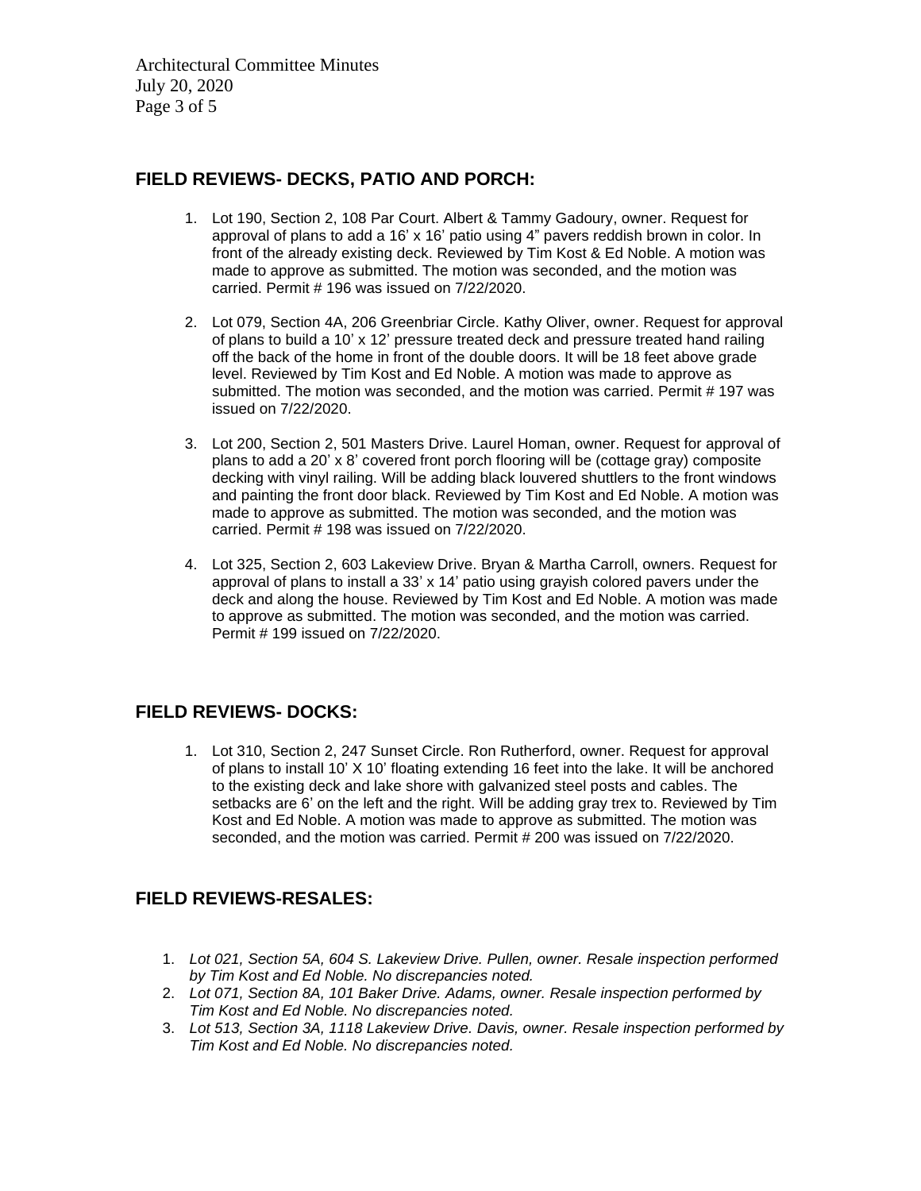## FIELD REVIEWS- DECKS, PATIO AND PORCH:

1. Lot 190, Section 2, 108 Par Court. Albert & Tammy Gadoury, owner. Request for approval of plans to add a 16' x 16' patio using 4" pavers reddish brown in color. In front of the already existing deck. Reviewed by Tim Kost & Ed Noble. A motion was made to approve as submitted. The motion was seconded, and the motion was carried. Permit # 196 was issued on 7/22/2020.

2. Lot 079, Section 4A, 206 Greenbriar Circle. Kathy Oliver, owner. Request for approval of plans to build a 10' x 12' pressure treated deck and pressure treated hand railing off the back of the home in front of the double doors. It will be 18 feet above grade level. Reviewed by Tim Kost and Ed Noble. A motion was made to approve as submitted. The motion was seconded, and the motion was carried. Permit # 197 was issued on 7/22/2020.

3. Lot 200, Section 2, 501 Masters Drive. Laurel Homan, owner. Request for approval of plans to add a 20' x 8' covered front porch flooring will be (cottage gray) composite decking with vinyl railing. Will be adding black louvered shuttlers to the front windows and painting the front door black. Reviewed by Tim Kost and Ed Noble. A motion was made to approve as submitted. The motion was seconded, and the motion was carried. Permit # 198 was issued on 7/22/2020.

4. Lot 325, Section 2, 603 Lakeview Drive. Bryan & Martha Carroll, owners. Request for approval of plans to install a 33' x 14' patio using grayish colored pavers under the deck and along the house. Reviewed by Tim Kost and Ed Noble. A motion was made to approve as submitted. The motion was seconded, and the motion was carried. Permit # 199 issued on 7/22/2020.

## FIELD REVIEWS- DOCKS:

1. Lot 310, Section 2, 247 Sunset Circle. Ron Rutherford, owner. Request for approval of plans to install 10' X 10' floating extending 16 feet into the lake. It will be anchored to the existing deck and lake shore with galvanized steel posts and cables. The setbacks are 6' on the left and the right. Will be adding gray trex to. Reviewed by Tim Kost and Ed Noble. A motion was made to approve as submitted. The motion was seconded, and the motion was carried. Permit # 200 was issued on 7/22/2020.

## FIELD REVIEWS-RESALES:

1. *Lot 021, Section 5A, 604 S. Lakeview Drive. Pullen, owner. Resale inspection performed by Tim Kost and Ed Noble. No discrepancies noted.*
2. *Lot 071, Section 8A, 101 Baker Drive. Adams, owner. Resale inspection performed by Tim Kost and Ed Noble. No discrepancies noted.*
3. *Lot 513, Section 3A, 1118 Lakeview Drive. Davis, owner. Resale inspection performed by Tim Kost and Ed Noble. No discrepancies noted.*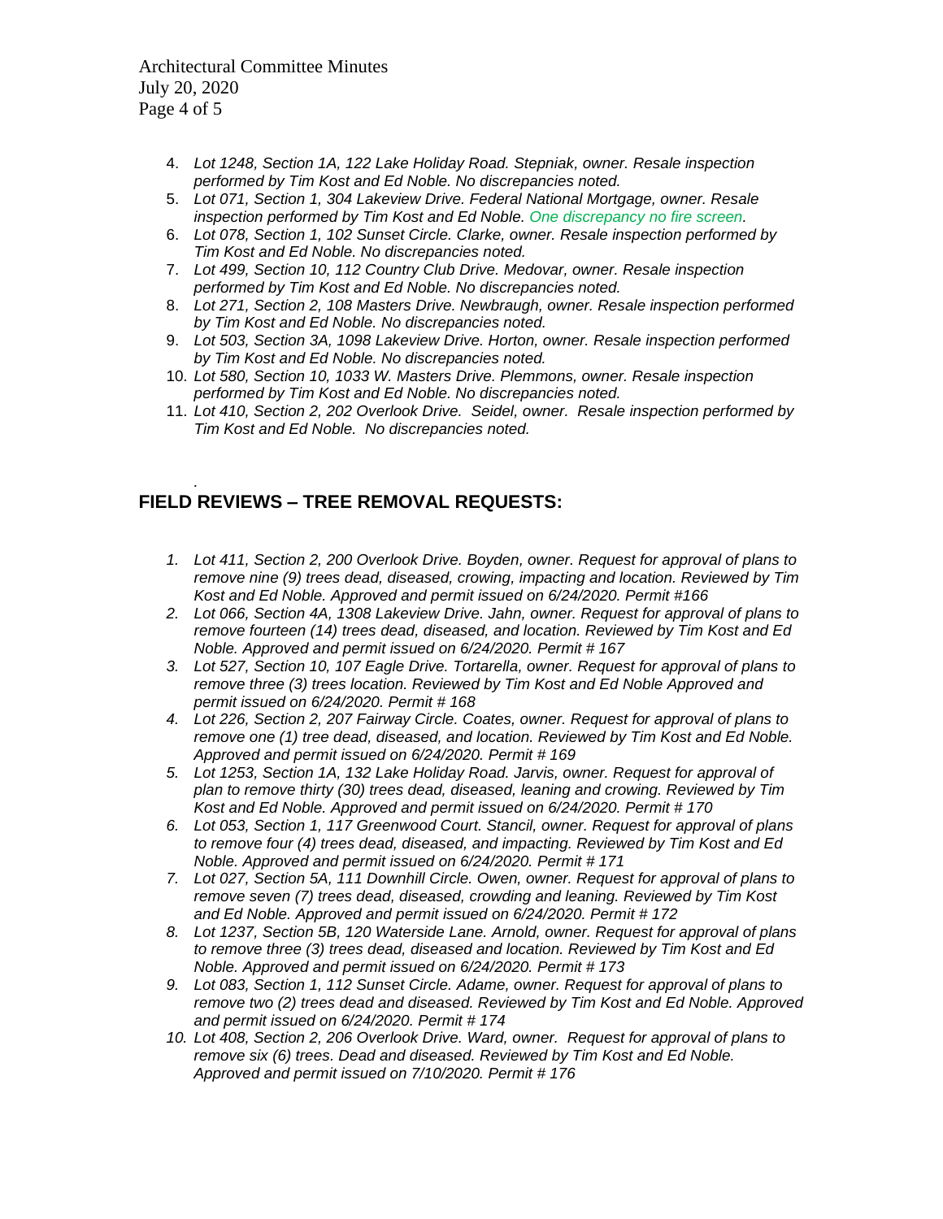4. *Lot 1248, Section 1A, 122 Lake Holiday Road. Stepniak, owner. Resale inspection performed by Tim Kost and Ed Noble. No discrepancies noted.*
5. *Lot 071, Section 1, 304 Lakeview Drive. Federal National Mortgage, owner. Resale inspection performed by Tim Kost and Ed Noble. One discrepancy no fire screen.*
6. *Lot 078, Section 1, 102 Sunset Circle. Clarke, owner. Resale inspection performed by Tim Kost and Ed Noble. No discrepancies noted.*
7. *Lot 499, Section 10, 112 Country Club Drive. Medovar, owner. Resale inspection performed by Tim Kost and Ed Noble. No discrepancies noted.*
8. *Lot 271, Section 2, 108 Masters Drive. Newbraugh, owner. Resale inspection performed by Tim Kost and Ed Noble. No discrepancies noted.*
9. *Lot 503, Section 3A, 1098 Lakeview Drive. Horton, owner. Resale inspection performed by Tim Kost and Ed Noble. No discrepancies noted.*
10. *Lot 580, Section 10, 1033 W. Masters Drive. Plemmons, owner. Resale inspection performed by Tim Kost and Ed Noble. No discrepancies noted.*
11. *Lot 410, Section 2, 202 Overlook Drive. Seidel, owner. Resale inspection performed by Tim Kost and Ed Noble. No discrepancies noted.*

## FIELD REVIEWS – TREE REMOVAL REQUESTS:

1. *Lot 411, Section 2, 200 Overlook Drive. Boyden, owner. Request for approval of plans to remove nine (9) trees dead, diseased, crowing, impacting and location. Reviewed by Tim Kost and Ed Noble. Approved and permit issued on 6/24/2020. Permit #166*
2. *Lot 066, Section 4A, 1308 Lakeview Drive. Jahn, owner. Request for approval of plans to remove fourteen (14) trees dead, diseased, and location. Reviewed by Tim Kost and Ed Noble. Approved and permit issued on 6/24/2020. Permit # 167*
3. *Lot 527, Section 10, 107 Eagle Drive. Tortarella, owner. Request for approval of plans to remove three (3) trees location. Reviewed by Tim Kost and Ed Noble Approved and permit issued on 6/24/2020. Permit # 168*
4. *Lot 226, Section 2, 207 Fairway Circle. Coates, owner. Request for approval of plans to remove one (1) tree dead, diseased, and location. Reviewed by Tim Kost and Ed Noble. Approved and permit issued on 6/24/2020. Permit # 169*
5. *Lot 1253, Section 1A, 132 Lake Holiday Road. Jarvis, owner. Request for approval of plan to remove thirty (30) trees dead, diseased, leaning and crowing. Reviewed by Tim Kost and Ed Noble. Approved and permit issued on 6/24/2020. Permit # 170*
6. *Lot 053, Section 1, 117 Greenwood Court. Stancil, owner. Request for approval of plans to remove four (4) trees dead, diseased, and impacting. Reviewed by Tim Kost and Ed Noble. Approved and permit issued on 6/24/2020. Permit # 171*
7. *Lot 027, Section 5A, 111 Downhill Circle. Owen, owner. Request for approval of plans to remove seven (7) trees dead, diseased, crowding and leaning. Reviewed by Tim Kost and Ed Noble. Approved and permit issued on 6/24/2020. Permit # 172*
8. *Lot 1237, Section 5B, 120 Waterside Lane. Arnold, owner. Request for approval of plans to remove three (3) trees dead, diseased and location. Reviewed by Tim Kost and Ed Noble. Approved and permit issued on 6/24/2020. Permit # 173*
9. *Lot 083, Section 1, 112 Sunset Circle. Adame, owner. Request for approval of plans to remove two (2) trees dead and diseased. Reviewed by Tim Kost and Ed Noble. Approved and permit issued on 6/24/2020. Permit # 174*
10. *Lot 408, Section 2, 206 Overlook Drive. Ward, owner. Request for approval of plans to remove six (6) trees. Dead and diseased. Reviewed by Tim Kost and Ed Noble. Approved and permit issued on 7/10/2020. Permit # 176*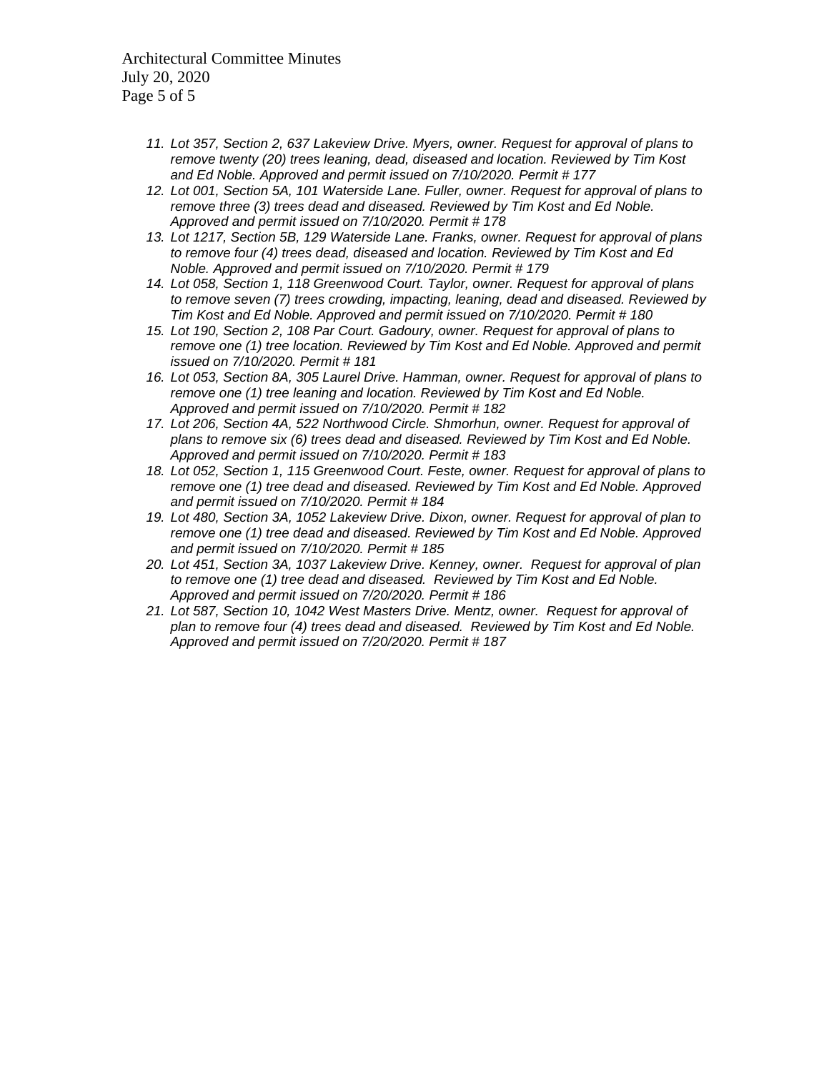11. *Lot 357, Section 2, 637 Lakeview Drive. Myers, owner. Request for approval of plans to remove twenty (20) trees leaning, dead, diseased and location. Reviewed by Tim Kost and Ed Noble. Approved and permit issued on 7/10/2020. Permit # 177*
12. *Lot 001, Section 5A, 101 Waterside Lane. Fuller, owner. Request for approval of plans to remove three (3) trees dead and diseased. Reviewed by Tim Kost and Ed Noble. Approved and permit issued on 7/10/2020. Permit # 178*
13. *Lot 1217, Section 5B, 129 Waterside Lane. Franks, owner. Request for approval of plans to remove four (4) trees dead, diseased and location. Reviewed by Tim Kost and Ed Noble. Approved and permit issued on 7/10/2020. Permit # 179*
14. *Lot 058, Section 1, 118 Greenwood Court. Taylor, owner. Request for approval of plans to remove seven (7) trees crowding, impacting, leaning, dead and diseased. Reviewed by Tim Kost and Ed Noble. Approved and permit issued on 7/10/2020. Permit # 180*
15. *Lot 190, Section 2, 108 Par Court. Gadoury, owner. Request for approval of plans to remove one (1) tree location. Reviewed by Tim Kost and Ed Noble. Approved and permit issued on 7/10/2020. Permit # 181*
16. *Lot 053, Section 8A, 305 Laurel Drive. Hamman, owner. Request for approval of plans to remove one (1) tree leaning and location. Reviewed by Tim Kost and Ed Noble. Approved and permit issued on 7/10/2020. Permit # 182*
17. *Lot 206, Section 4A, 522 Northwood Circle. Shmorhun, owner. Request for approval of plans to remove six (6) trees dead and diseased. Reviewed by Tim Kost and Ed Noble. Approved and permit issued on 7/10/2020. Permit # 183*
18. *Lot 052, Section 1, 115 Greenwood Court. Feste, owner. Request for approval of plans to remove one (1) tree dead and diseased. Reviewed by Tim Kost and Ed Noble. Approved and permit issued on 7/10/2020. Permit # 184*
19. *Lot 480, Section 3A, 1052 Lakeview Drive. Dixon, owner. Request for approval of plan to remove one (1) tree dead and diseased. Reviewed by Tim Kost and Ed Noble. Approved and permit issued on 7/10/2020. Permit # 185*
20. *Lot 451, Section 3A, 1037 Lakeview Drive. Kenney, owner. Request for approval of plan to remove one (1) tree dead and diseased. Reviewed by Tim Kost and Ed Noble. Approved and permit issued on 7/20/2020. Permit # 186*
21. *Lot 587, Section 10, 1042 West Masters Drive. Mentz, owner. Request for approval of plan to remove four (4) trees dead and diseased. Reviewed by Tim Kost and Ed Noble. Approved and permit issued on 7/20/2020. Permit # 187*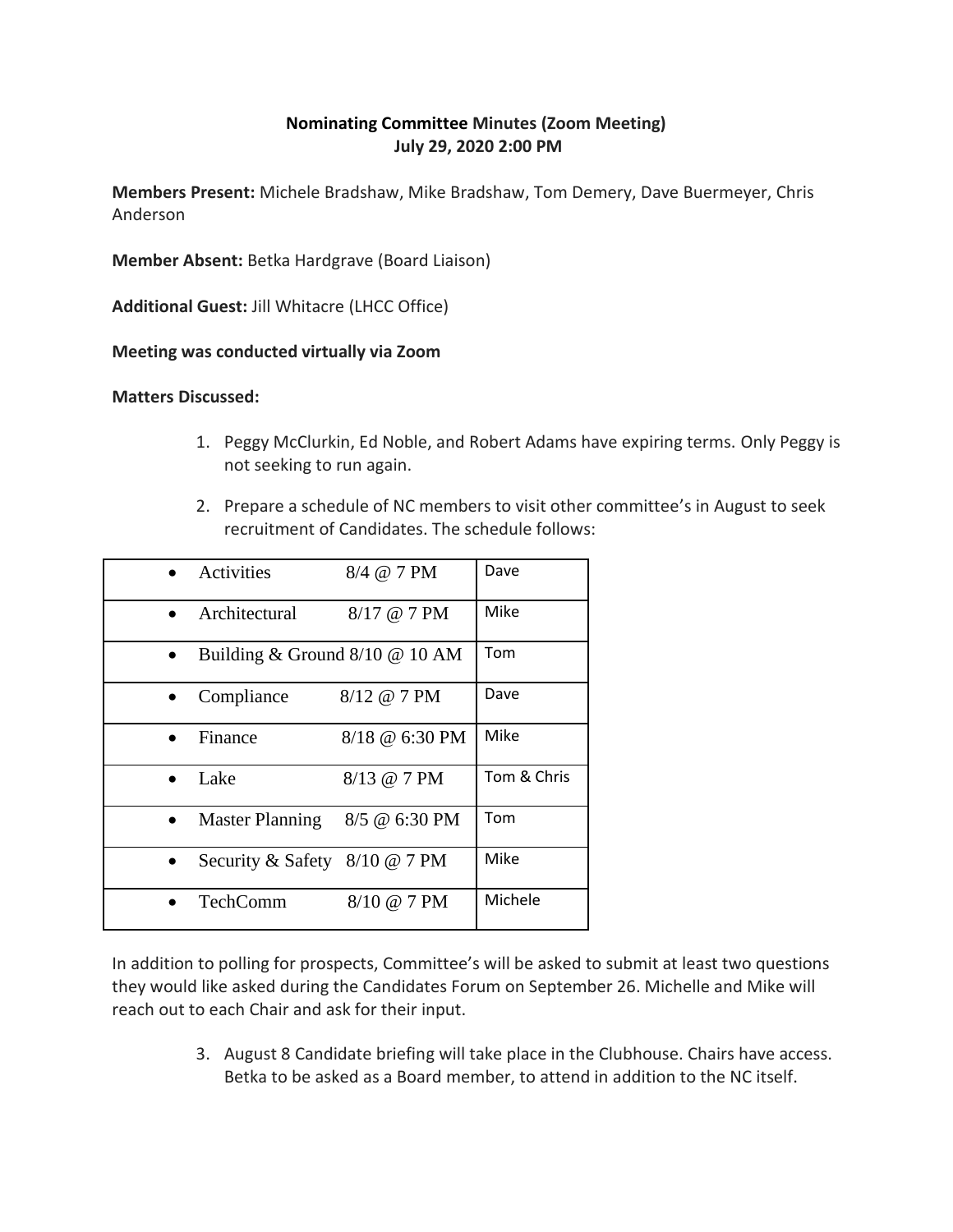**Nominating Committee Minutes (Zoom Meeting)**
**July 29, 2020 2:00 PM**

**Members Present:** Michele Bradshaw, Mike Bradshaw, Tom Demery, Dave Buermeyer, Chris Anderson

**Member Absent:** Betka Hardgrave (Board Liaison)

**Additional Guest:** Jill Whitacre (LHCC Office)

**Meeting was conducted virtually via Zoom**

**Matters Discussed:**

1. Peggy McClurkin, Ed Noble, and Robert Adams have expiring terms. Only Peggy is not seeking to run again.

2. Prepare a schedule of NC members to visit other committee's in August to seek recruitment of Candidates. The schedule follows:

| Committee | Date/Time | Member |
|---|---|---|
| • Activities | 8/4 @ 7 PM | Dave |
| • Architectural | 8/17 @ 7 PM | Mike |
| • Building & Ground | 8/10 @ 10 AM | Tom |
| • Compliance | 8/12 @ 7 PM | Dave |
| • Finance | 8/18 @ 6:30 PM | Mike |
| • Lake | 8/13 @ 7 PM | Tom & Chris |
| • Master Planning | 8/5 @ 6:30 PM | Tom |
| • Security & Safety | 8/10 @ 7 PM | Mike |
| • TechComm | 8/10 @ 7 PM | Michele |

In addition to polling for prospects, Committee's will be asked to submit at least two questions they would like asked during the Candidates Forum on September 26. Michelle and Mike will reach out to each Chair and ask for their input.

3. August 8 Candidate briefing will take place in the Clubhouse. Chairs have access. Betka to be asked as a Board member, to attend in addition to the NC itself.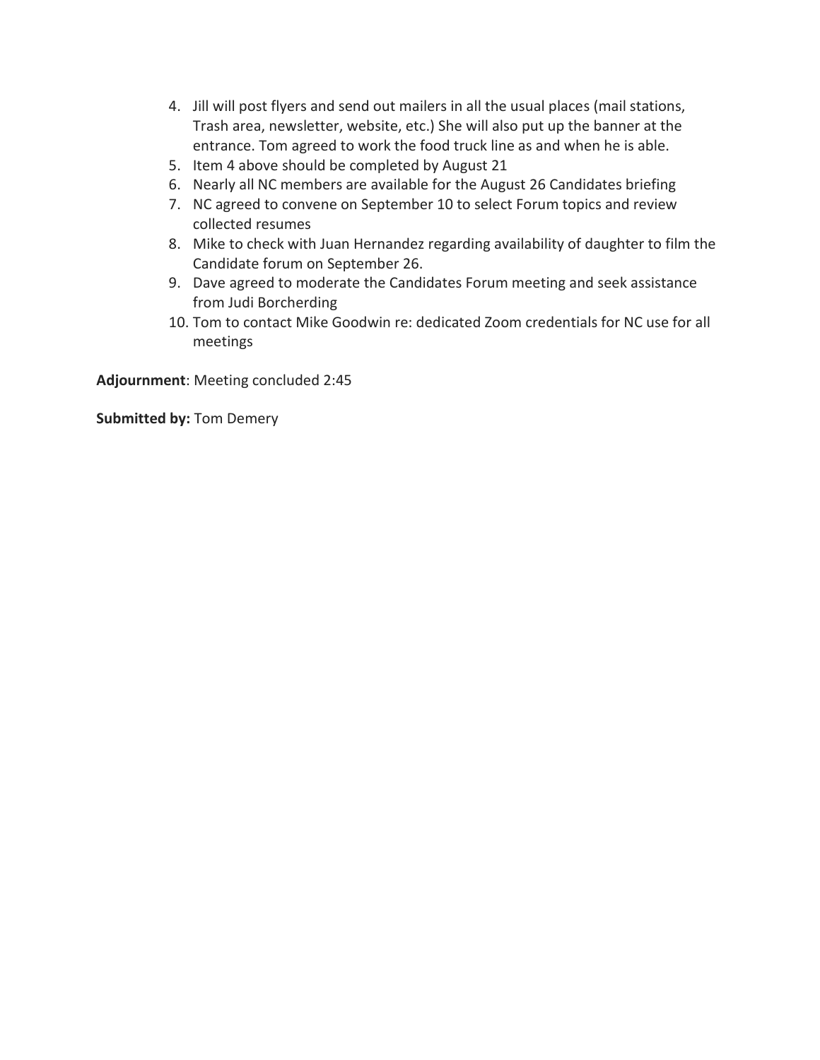4. Jill will post flyers and send out mailers in all the usual places (mail stations, Trash area, newsletter, website, etc.) She will also put up the banner at the entrance. Tom agreed to work the food truck line as and when he is able.
5. Item 4 above should be completed by August 21
6. Nearly all NC members are available for the August 26 Candidates briefing
7. NC agreed to convene on September 10 to select Forum topics and review collected resumes
8. Mike to check with Juan Hernandez regarding availability of daughter to film the Candidate forum on September 26.
9. Dave agreed to moderate the Candidates Forum meeting and seek assistance from Judi Borcherding
10. Tom to contact Mike Goodwin re: dedicated Zoom credentials for NC use for all meetings

**Adjournment**: Meeting concluded 2:45

**Submitted by:** Tom Demery